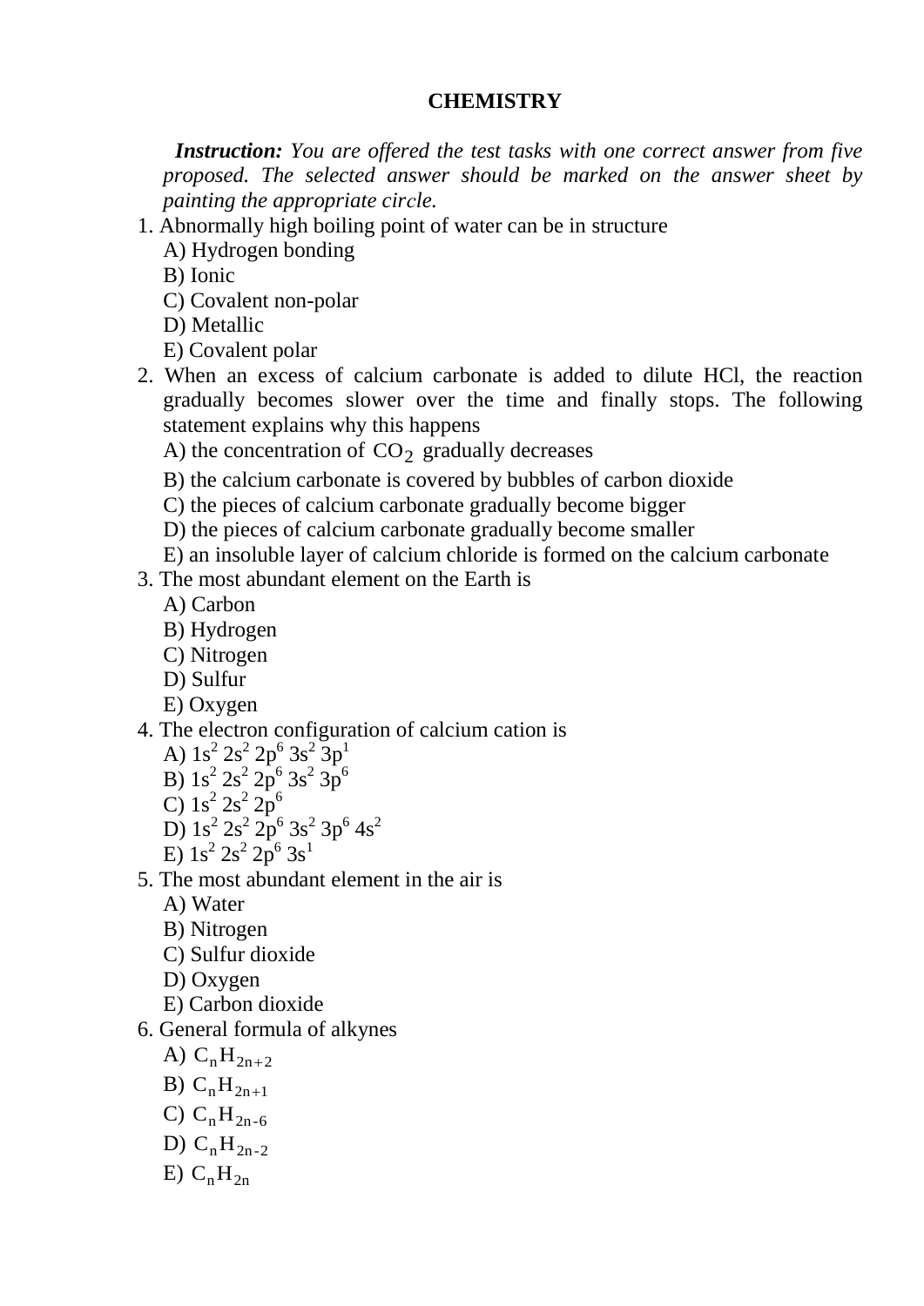# CHEMISTRY

***Instruction:*** *You are offered the test tasks with one correct answer from five proposed. The selected answer should be marked on the answer sheet by painting the appropriate circle.*

1. Abnormally high boiling point of water can be in structure
   A) Hydrogen bonding
   B) Ionic
   C) Covalent non-polar
   D) Metallic
   E) Covalent polar
2. When an excess of calcium carbonate is added to dilute HCl, the reaction gradually becomes slower over the time and finally stops. The following statement explains why this happens
   A) the concentration of $CO_2$ gradually decreases
   B) the calcium carbonate is covered by bubbles of carbon dioxide
   C) the pieces of calcium carbonate gradually become bigger
   D) the pieces of calcium carbonate gradually become smaller
   E) an insoluble layer of calcium chloride is formed on the calcium carbonate
3. The most abundant element on the Earth is
   A) Carbon
   B) Hydrogen
   C) Nitrogen
   D) Sulfur
   E) Oxygen
4. The electron configuration of calcium cation is
   A) $1s^2\ 2s^2\ 2p^6\ 3s^2\ 3p^1$
   B) $1s^2\ 2s^2\ 2p^6\ 3s^2\ 3p^6$
   C) $1s^2\ 2s^2\ 2p^6$
   D) $1s^2\ 2s^2\ 2p^6\ 3s^2\ 3p^6\ 4s^2$
   E) $1s^2\ 2s^2\ 2p^6\ 3s^1$
5. The most abundant element in the air is
   A) Water
   B) Nitrogen
   C) Sulfur dioxide
   D) Oxygen
   E) Carbon dioxide
6. General formula of alkynes
   A) $C_nH_{2n+2}$
   B) $C_nH_{2n+1}$
   C) $C_nH_{2n-6}$
   D) $C_nH_{2n-2}$
   E) $C_nH_{2n}$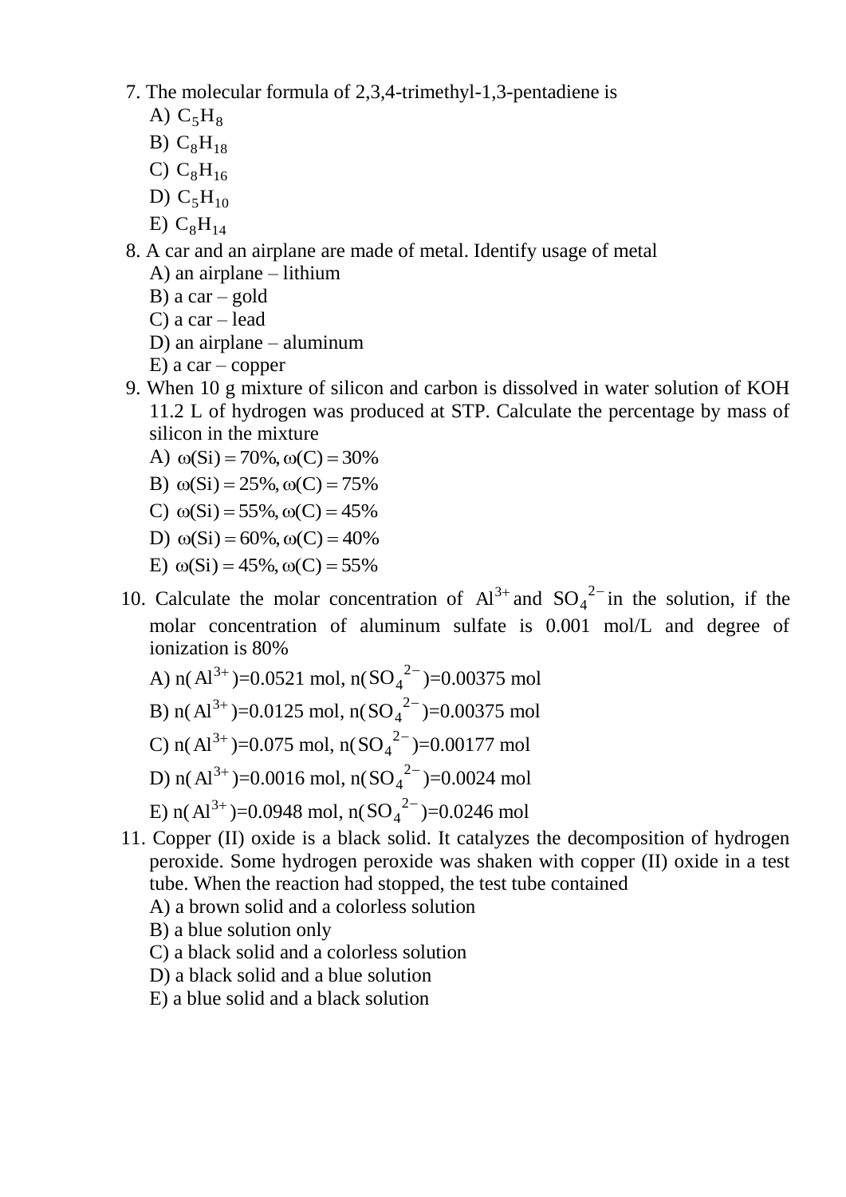7. The molecular formula of 2,3,4-trimethyl-1,3-pentadiene is

   A) $C_5H_8$

   B) $C_8H_{18}$

   C) $C_8H_{16}$

   D) $C_5H_{10}$

   E) $C_8H_{14}$

8. A car and an airplane are made of metal. Identify usage of metal

   A) an airplane – lithium

   B) a car – gold

   C) a car – lead

   D) an airplane – aluminum

   E) a car – copper

9. When 10 g mixture of silicon and carbon is dissolved in water solution of KOH 11.2 L of hydrogen was produced at STP. Calculate the percentage by mass of silicon in the mixture

   A) $\omega(Si) = 70\%, \omega(C) = 30\%$

   B) $\omega(Si) = 25\%, \omega(C) = 75\%$

   C) $\omega(Si) = 55\%, \omega(C) = 45\%$

   D) $\omega(Si) = 60\%, \omega(C) = 40\%$

   E) $\omega(Si) = 45\%, \omega(C) = 55\%$

10. Calculate the molar concentration of $Al^{3+}$ and $SO_4^{2-}$ in the solution, if the molar concentration of aluminum sulfate is 0.001 mol/L and degree of ionization is 80%

    A) n($Al^{3+}$)=0.0521 mol, n($SO_4^{2-}$)=0.00375 mol

    B) n($Al^{3+}$)=0.0125 mol, n($SO_4^{2-}$)=0.00375 mol

    C) n($Al^{3+}$)=0.075 mol, n($SO_4^{2-}$)=0.00177 mol

    D) n($Al^{3+}$)=0.0016 mol, n($SO_4^{2-}$)=0.0024 mol

    E) n($Al^{3+}$)=0.0948 mol, n($SO_4^{2-}$)=0.0246 mol

11. Copper (II) oxide is a black solid. It catalyzes the decomposition of hydrogen peroxide. Some hydrogen peroxide was shaken with copper (II) oxide in a test tube. When the reaction had stopped, the test tube contained

    A) a brown solid and a colorless solution

    B) a blue solution only

    C) a black solid and a colorless solution

    D) a black solid and a blue solution

    E) a blue solid and a black solution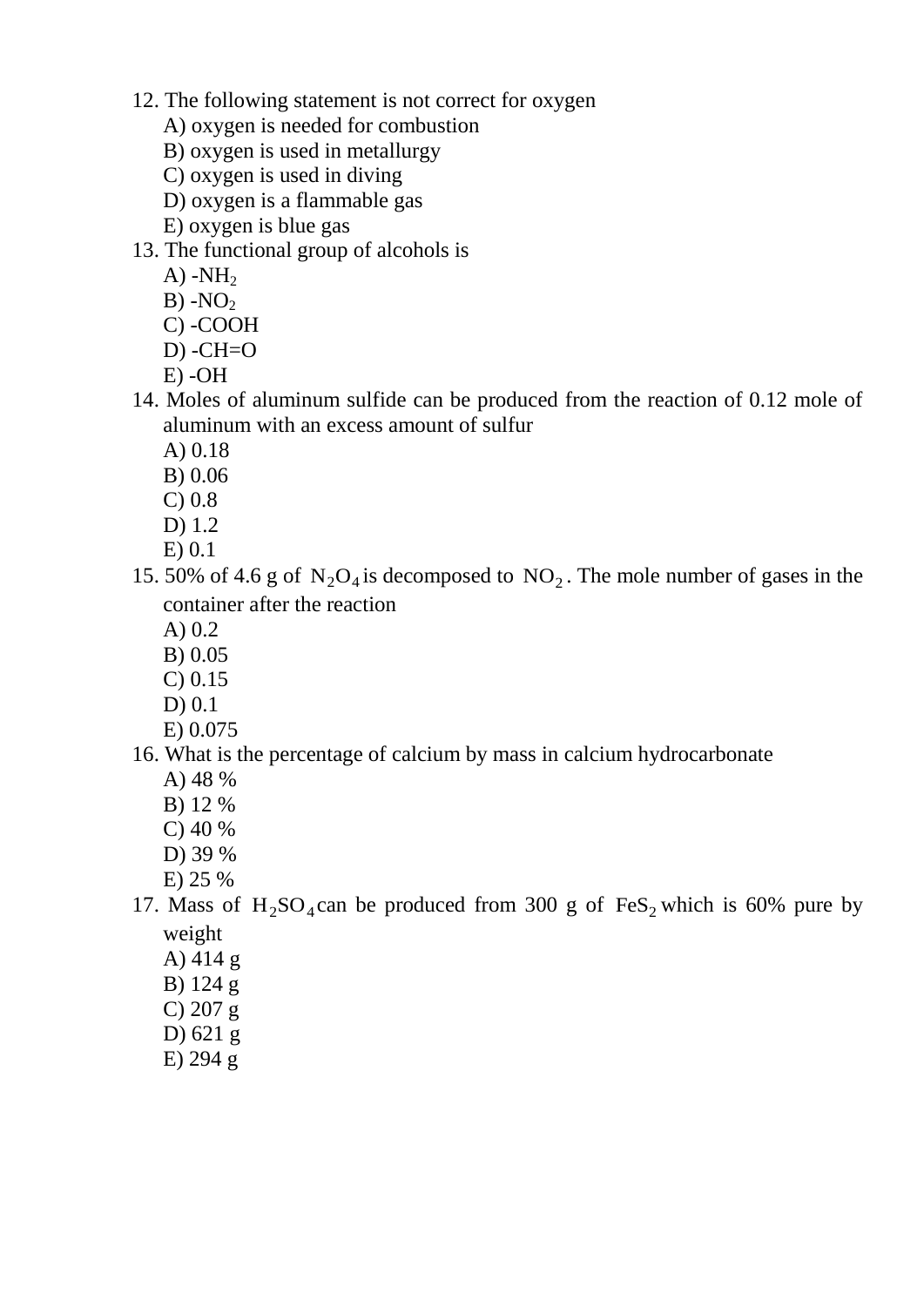12. The following statement is not correct for oxygen
    A) oxygen is needed for combustion
    B) oxygen is used in metallurgy
    C) oxygen is used in diving
    D) oxygen is a flammable gas
    E) oxygen is blue gas
13. The functional group of alcohols is
    A) $-NH_2$
    B) $-NO_2$
    C) -COOH
    D) -CH=O
    E) -OH
14. Moles of aluminum sulfide can be produced from the reaction of 0.12 mole of aluminum with an excess amount of sulfur
    A) 0.18
    B) 0.06
    C) 0.8
    D) 1.2
    E) 0.1
15. 50% of 4.6 g of $N_2O_4$ is decomposed to $NO_2$. The mole number of gases in the container after the reaction
    A) 0.2
    B) 0.05
    C) 0.15
    D) 0.1
    E) 0.075
16. What is the percentage of calcium by mass in calcium hydrocarbonate
    A) 48 %
    B) 12 %
    C) 40 %
    D) 39 %
    E) 25 %
17. Mass of $H_2SO_4$ can be produced from 300 g of $FeS_2$ which is 60% pure by weight
    A) 414 g
    B) 124 g
    C) 207 g
    D) 621 g
    E) 294 g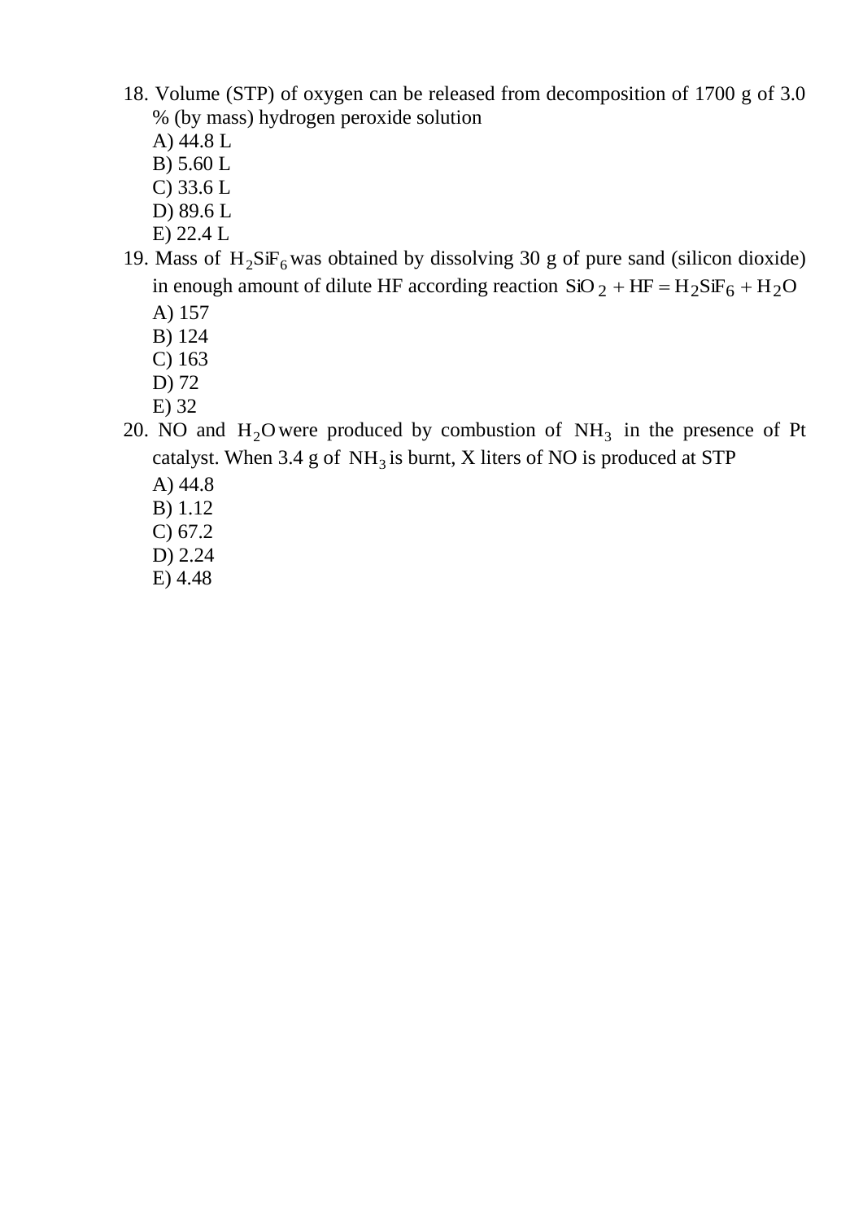18. Volume (STP) of oxygen can be released from decomposition of 1700 g of 3.0 % (by mass) hydrogen peroxide solution
    A) 44.8 L
    B) 5.60 L
    C) 33.6 L
    D) 89.6 L
    E) 22.4 L
19. Mass of $H_2SiF_6$ was obtained by dissolving 30 g of pure sand (silicon dioxide) in enough amount of dilute HF according reaction $SiO_2 + HF = H_2SiF_6 + H_2O$
    A) 157
    B) 124
    C) 163
    D) 72
    E) 32
20. NO and $H_2O$ were produced by combustion of $NH_3$ in the presence of Pt catalyst. When 3.4 g of $NH_3$ is burnt, X liters of NO is produced at STP
    A) 44.8
    B) 1.12
    C) 67.2
    D) 2.24
    E) 4.48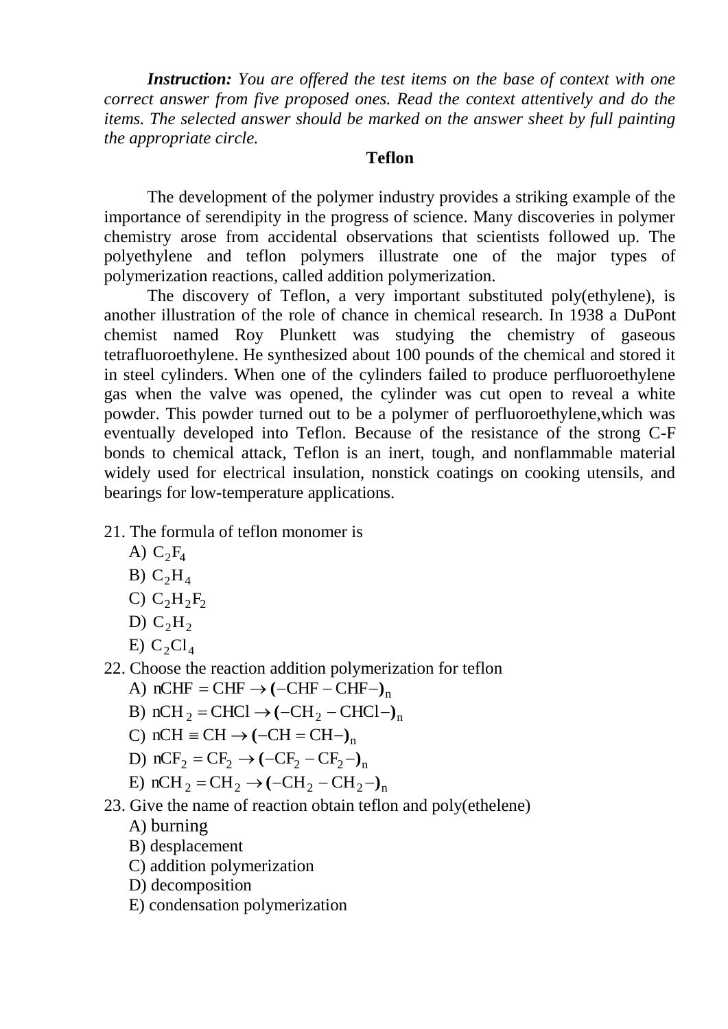***Instruction:*** *You are offered the test items on the base of context with one correct answer from five proposed ones. Read the context attentively and do the items. The selected answer should be marked on the answer sheet by full painting the appropriate circle.*

## Teflon

The development of the polymer industry provides a striking example of the importance of serendipity in the progress of science. Many discoveries in polymer chemistry arose from accidental observations that scientists followed up. The polyethylene and teflon polymers illustrate one of the major types of polymerization reactions, called addition polymerization.

The discovery of Teflon, a very important substituted poly(ethylene), is another illustration of the role of chance in chemical research. In 1938 a DuPont chemist named Roy Plunkett was studying the chemistry of gaseous tetrafluoroethylene. He synthesized about 100 pounds of the chemical and stored it in steel cylinders. When one of the cylinders failed to produce perfluoroethylene gas when the valve was opened, the cylinder was cut open to reveal a white powder. This powder turned out to be a polymer of perfluoroethylene,which was eventually developed into Teflon. Because of the resistance of the strong C-F bonds to chemical attack, Teflon is an inert, tough, and nonflammable material widely used for electrical insulation, nonstick coatings on cooking utensils, and bearings for low-temperature applications.

21. The formula of teflon monomer is
    - A) $C_2F_4$
    - B) $C_2H_4$
    - C) $C_2H_2F_2$
    - D) $C_2H_2$
    - E) $C_2Cl_4$

22. Choose the reaction addition polymerization for teflon
    - A) $nCHF = CHF \rightarrow (-CHF - CHF-)_n$
    - B) $nCH_2 = CHCl \rightarrow (-CH_2 - CHCl-)_n$
    - C) $nCH \equiv CH \rightarrow (-CH = CH-)_n$
    - D) $nCF_2 = CF_2 \rightarrow (-CF_2 - CF_2-)_n$
    - E) $nCH_2 = CH_2 \rightarrow (-CH_2 - CH_2-)_n$

23. Give the name of reaction obtain teflon and poly(ethelene)
    - A) burning
    - B) desplacement
    - C) addition polymerization
    - D) decomposition
    - E) condensation polymerization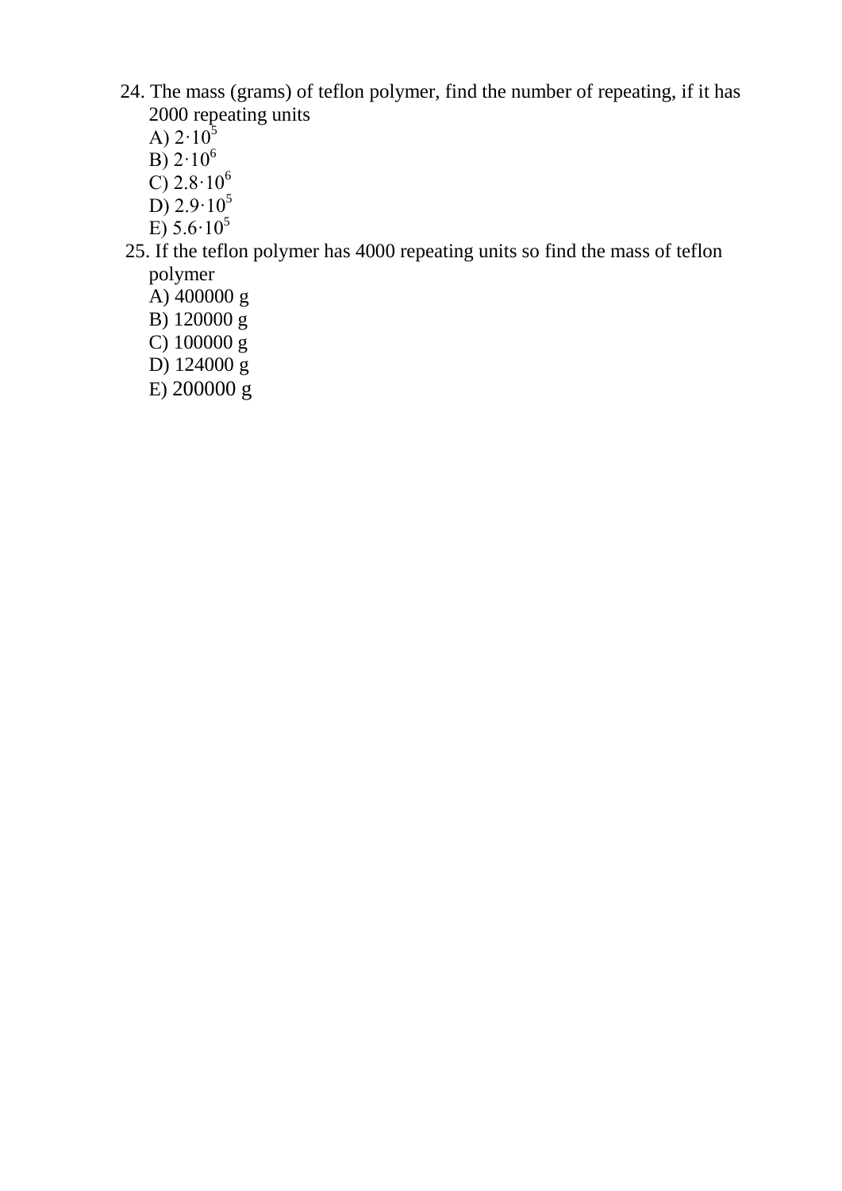24. The mass (grams) of teflon polymer, find the number of repeating, if it has 2000 repeating units

    A) $2 \cdot 10^5$
    B) $2 \cdot 10^6$
    C) $2.8 \cdot 10^6$
    D) $2.9 \cdot 10^5$
    E) $5.6 \cdot 10^5$

25. If the teflon polymer has 4000 repeating units so find the mass of teflon polymer

    A) 400000 g
    B) 120000 g
    C) 100000 g
    D) 124000 g
    E) 200000 g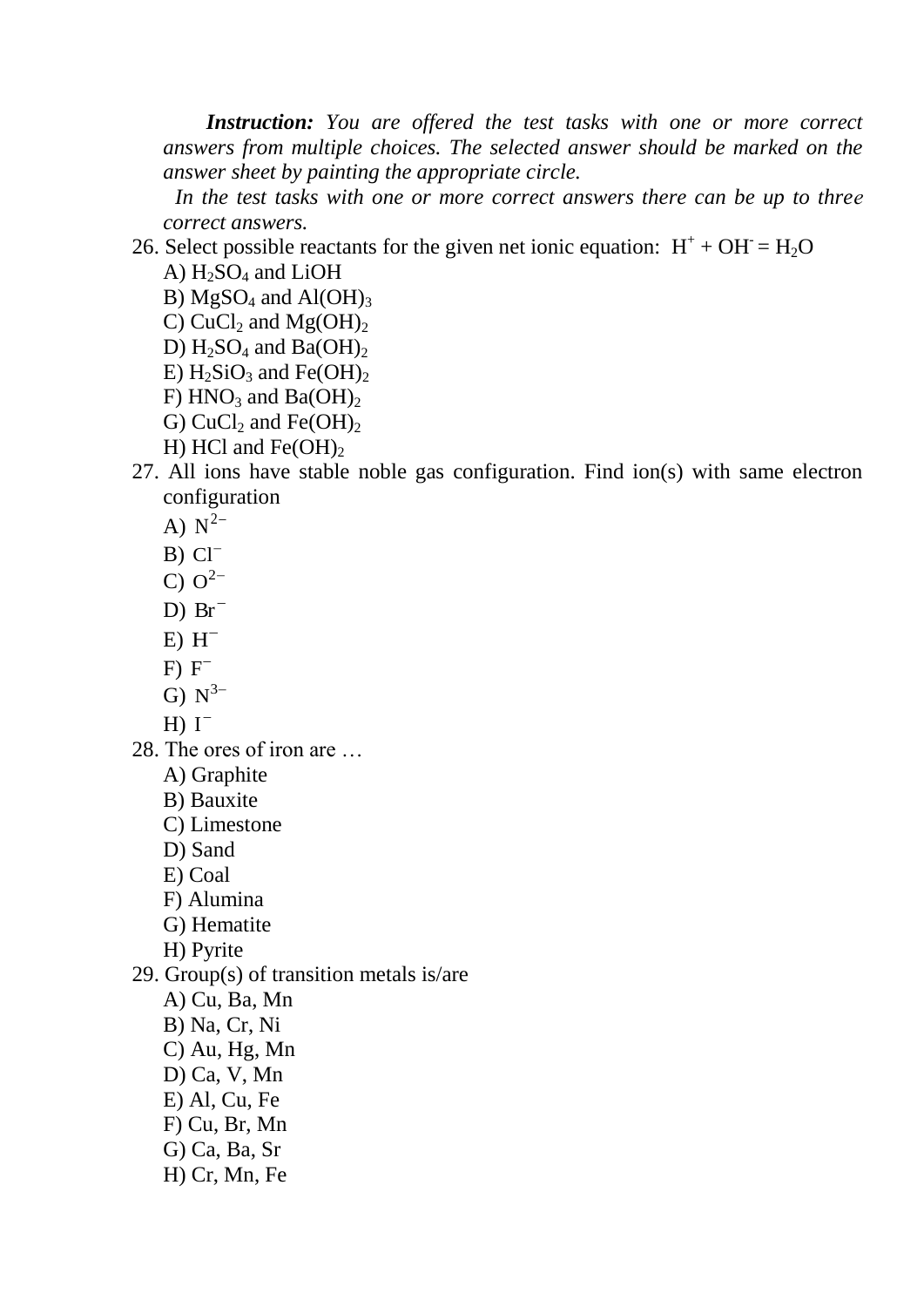***Instruction:*** *You are offered the test tasks with one or more correct answers from multiple choices. The selected answer should be marked on the answer sheet by painting the appropriate circle.*

*In the test tasks with one or more correct answers there can be up to three correct answers.*

26. Select possible reactants for the given net ionic equation: $H^+ + OH^- = H_2O$
    - A) $H_2SO_4$ and LiOH
    - B) $MgSO_4$ and $Al(OH)_3$
    - C) $CuCl_2$ and $Mg(OH)_2$
    - D) $H_2SO_4$ and $Ba(OH)_2$
    - E) $H_2SiO_3$ and $Fe(OH)_2$
    - F) $HNO_3$ and $Ba(OH)_2$
    - G) $CuCl_2$ and $Fe(OH)_2$
    - H) HCl and $Fe(OH)_2$
27. All ions have stable noble gas configuration. Find ion(s) with same electron configuration
    - A) $N^{2-}$
    - B) $Cl^-$
    - C) $O^{2-}$
    - D) $Br^-$
    - E) $H^-$
    - F) $F^-$
    - G) $N^{3-}$
    - H) $I^-$
28. The ores of iron are …
    - A) Graphite
    - B) Bauxite
    - C) Limestone
    - D) Sand
    - E) Coal
    - F) Alumina
    - G) Hematite
    - H) Pyrite
29. Group(s) of transition metals is/are
    - A) Cu, Ba, Mn
    - B) Na, Cr, Ni
    - C) Au, Hg, Mn
    - D) Ca, V, Mn
    - E) Al, Cu, Fe
    - F) Cu, Br, Mn
    - G) Ca, Ba, Sr
    - H) Cr, Mn, Fe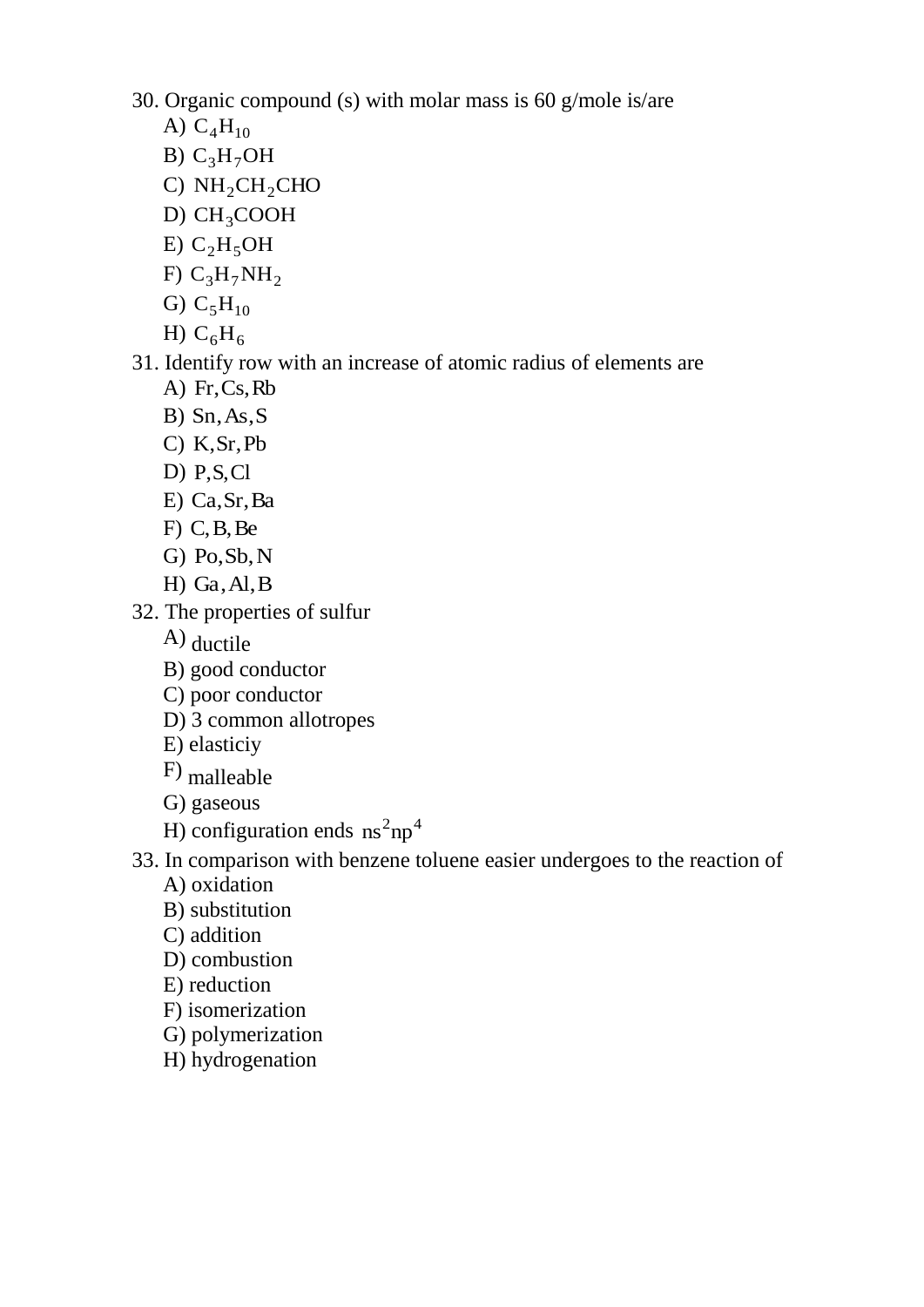30. Organic compound (s) with molar mass is 60 g/mole is/are

A) $C_4H_{10}$

B) $C_3H_7OH$

C) $NH_2CH_2CHO$

D) $CH_3COOH$

E) $C_2H_5OH$

F) $C_3H_7NH_2$

G) $C_5H_{10}$

H) $C_6H_6$

31. Identify row with an increase of atomic radius of elements are

A) Fr, Cs, Rb

B) Sn, As, S

C) K, Sr, Pb

D) P, S, Cl

E) Ca, Sr, Ba

F) C, B, Be

G) Po, Sb, N

H) Ga, Al, B

32. The properties of sulfur

A) ductile

B) good conductor

C) poor conductor

D) 3 common allotropes

E) elasticiy

F) malleable

G) gaseous

H) configuration ends $ns^2np^4$

33. In comparison with benzene toluene easier undergoes to the reaction of

A) oxidation

B) substitution

C) addition

D) combustion

E) reduction

F) isomerization

G) polymerization

H) hydrogenation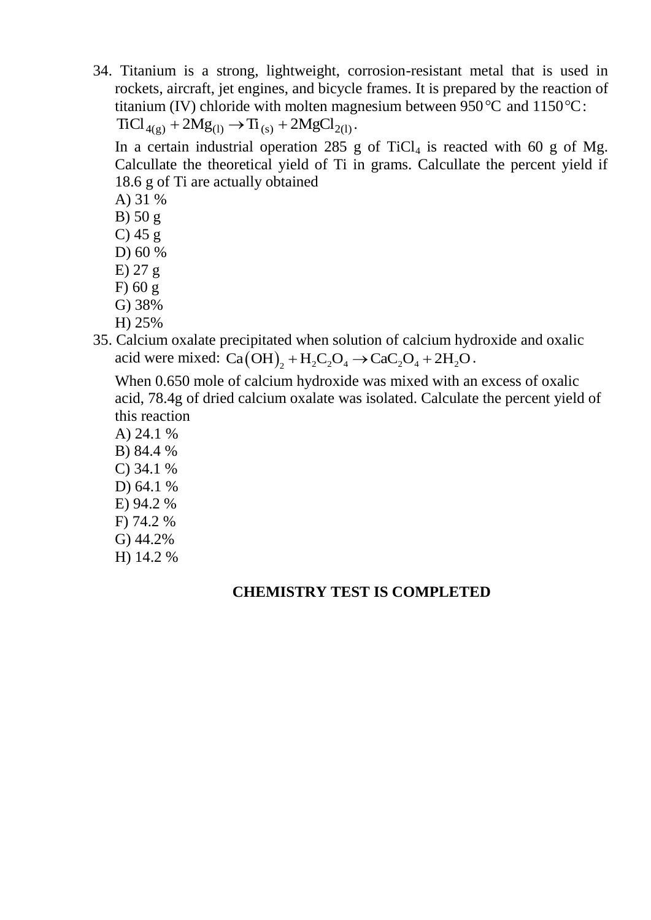34. Titanium is a strong, lightweight, corrosion-resistant metal that is used in rockets, aircraft, jet engines, and bicycle frames. It is prepared by the reaction of titanium (IV) chloride with molten magnesium between 950 °C and 1150 °C:

$$TiCl_{4(g)} + 2Mg_{(l)} \rightarrow Ti_{(s)} + 2MgCl_{2(l)}.$$

In a certain industrial operation 285 g of $TiCl_4$ is reacted with 60 g of Mg. Calcullate the theoretical yield of Ti in grams. Calcullate the percent yield if 18.6 g of Ti are actually obtained

A) 31 %
B) 50 g
C) 45 g
D) 60 %
E) 27 g
F) 60 g
G) 38%
H) 25%

35. Calcium oxalate precipitated when solution of calcium hydroxide and oxalic acid were mixed: $Ca(OH)_2 + H_2C_2O_4 \rightarrow CaC_2O_4 + 2H_2O$.

When 0.650 mole of calcium hydroxide was mixed with an excess of oxalic acid, 78.4g of dried calcium oxalate was isolated. Calculate the percent yield of this reaction

A) 24.1 %
B) 84.4 %
C) 34.1 %
D) 64.1 %
E) 94.2 %
F) 74.2 %
G) 44.2%
H) 14.2 %

**CHEMISTRY TEST IS COMPLETED**